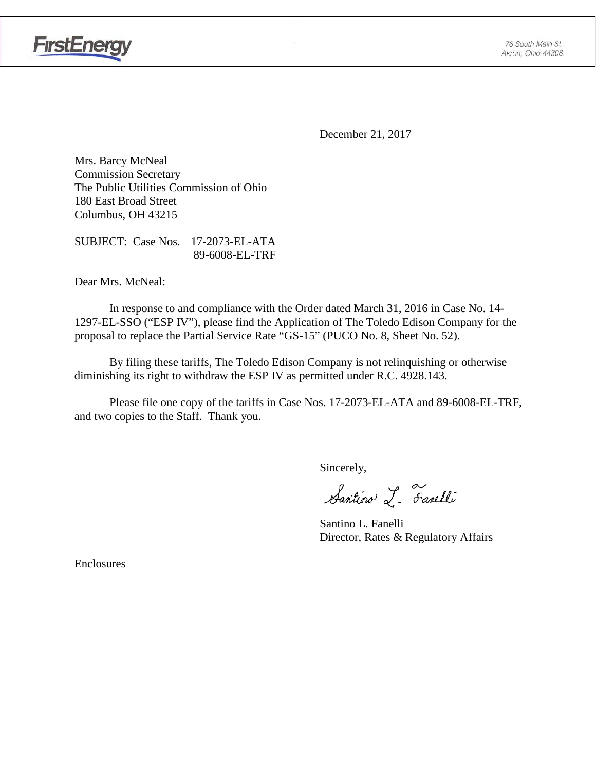FirstEnergy

76 South Main St.
Akron, Ohio 44308

December 21, 2017

Mrs. Barcy McNeal
Commission Secretary
The Public Utilities Commission of Ohio
180 East Broad Street
Columbus, OH 43215

SUBJECT: Case Nos. 17-2073-EL-ATA
89-6008-EL-TRF

Dear Mrs. McNeal:

In response to and compliance with the Order dated March 31, 2016 in Case No. 14-1297-EL-SSO ("ESP IV"), please find the Application of The Toledo Edison Company for the proposal to replace the Partial Service Rate "GS-15" (PUCO No. 8, Sheet No. 52).

By filing these tariffs, The Toledo Edison Company is not relinquishing or otherwise diminishing its right to withdraw the ESP IV as permitted under R.C. 4928.143.

Please file one copy of the tariffs in Case Nos. 17-2073-EL-ATA and 89-6008-EL-TRF, and two copies to the Staff. Thank you.

Sincerely,

Santino L. Fanelli

Santino L. Fanelli
Director, Rates & Regulatory Affairs

Enclosures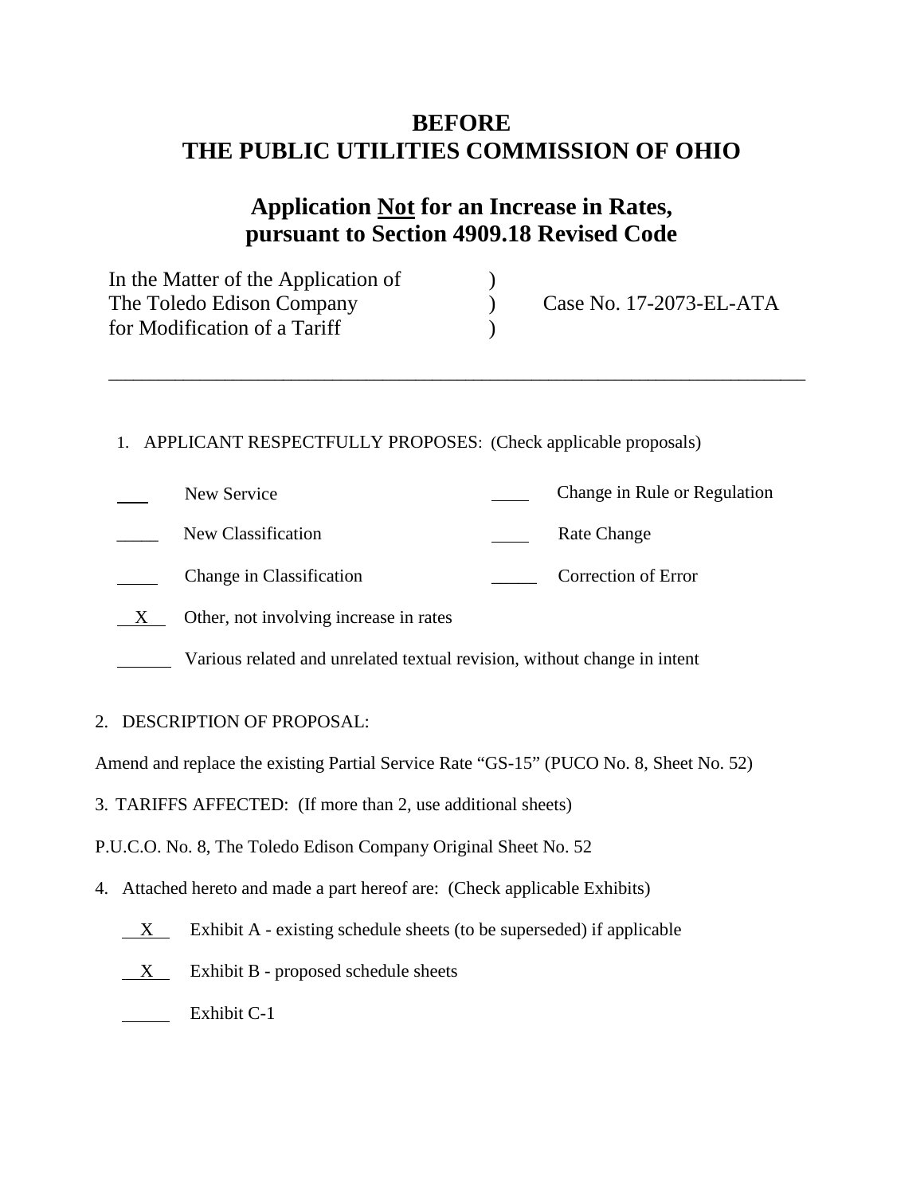# BEFORE
# THE PUBLIC UTILITIES COMMISSION OF OHIO

## Application Not for an Increase in Rates, pursuant to Section 4909.18 Revised Code

| | | |
|---|---|---|
| In the Matter of the Application of | ) | |
| The Toledo Edison Company | ) | Case No. 17-2073-EL-ATA |
| for Modification of a Tariff | ) | |

---

1. APPLICANT RESPECTFULLY PROPOSES: (Check applicable proposals)

| | | | |
|---|---|---|---|
| ___ | New Service | ___ | Change in Rule or Regulation |
| ___ | New Classification | ___ | Rate Change |
| ___ | Change in Classification | ___ | Correction of Error |
| X | Other, not involving increase in rates | | |
| ___ | Various related and unrelated textual revision, without change in intent | | |

2. DESCRIPTION OF PROPOSAL:

Amend and replace the existing Partial Service Rate "GS-15" (PUCO No. 8, Sheet No. 52)

3. TARIFFS AFFECTED: (If more than 2, use additional sheets)

P.U.C.O. No. 8, The Toledo Edison Company Original Sheet No. 52

4. Attached hereto and made a part hereof are: (Check applicable Exhibits)

X Exhibit A - existing schedule sheets (to be superseded) if applicable

X Exhibit B - proposed schedule sheets

___ Exhibit C-1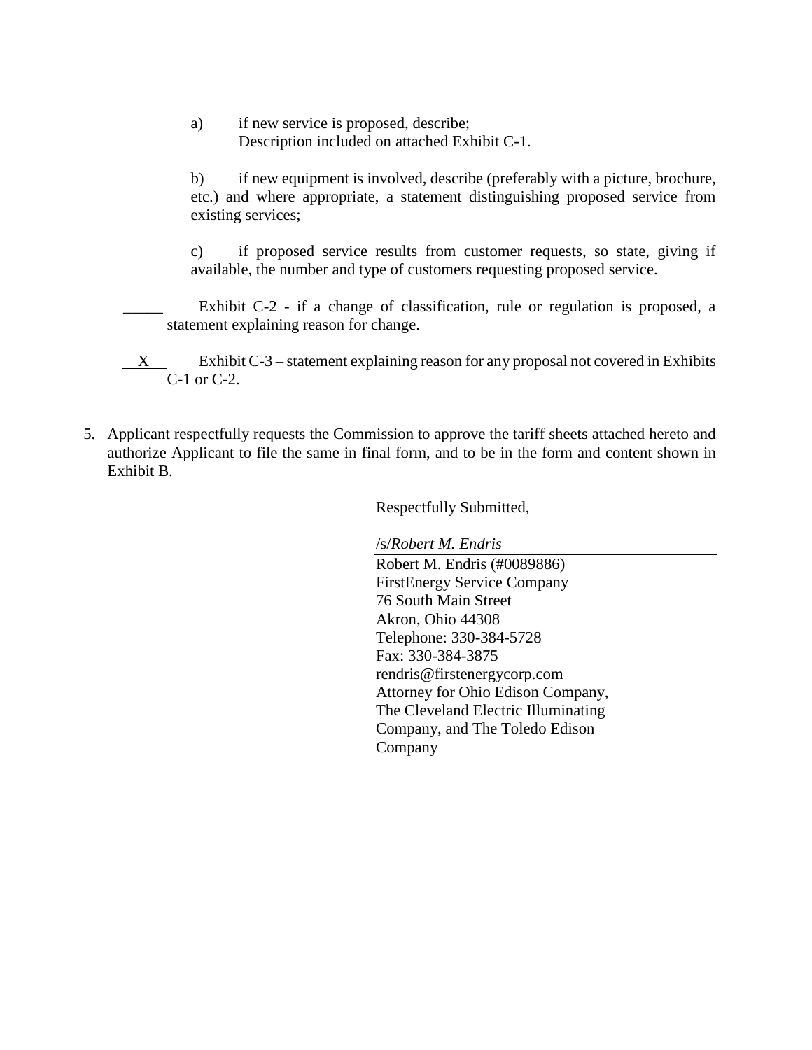a) if new service is proposed, describe;
   Description included on attached Exhibit C-1.

b) if new equipment is involved, describe (preferably with a picture, brochure, etc.) and where appropriate, a statement distinguishing proposed service from existing services;

c) if proposed service results from customer requests, so state, giving if available, the number and type of customers requesting proposed service.

_____ Exhibit C-2 - if a change of classification, rule or regulation is proposed, a statement explaining reason for change.

__X__ Exhibit C-3 – statement explaining reason for any proposal not covered in Exhibits C-1 or C-2.

5. Applicant respectfully requests the Commission to approve the tariff sheets attached hereto and authorize Applicant to file the same in final form, and to be in the form and content shown in Exhibit B.

Respectfully Submitted,

/s/*Robert M. Endris*

Robert M. Endris (#0089886)
FirstEnergy Service Company
76 South Main Street
Akron, Ohio 44308
Telephone: 330-384-5728
Fax: 330-384-3875
rendris@firstenergycorp.com
Attorney for Ohio Edison Company, The Cleveland Electric Illuminating Company, and The Toledo Edison Company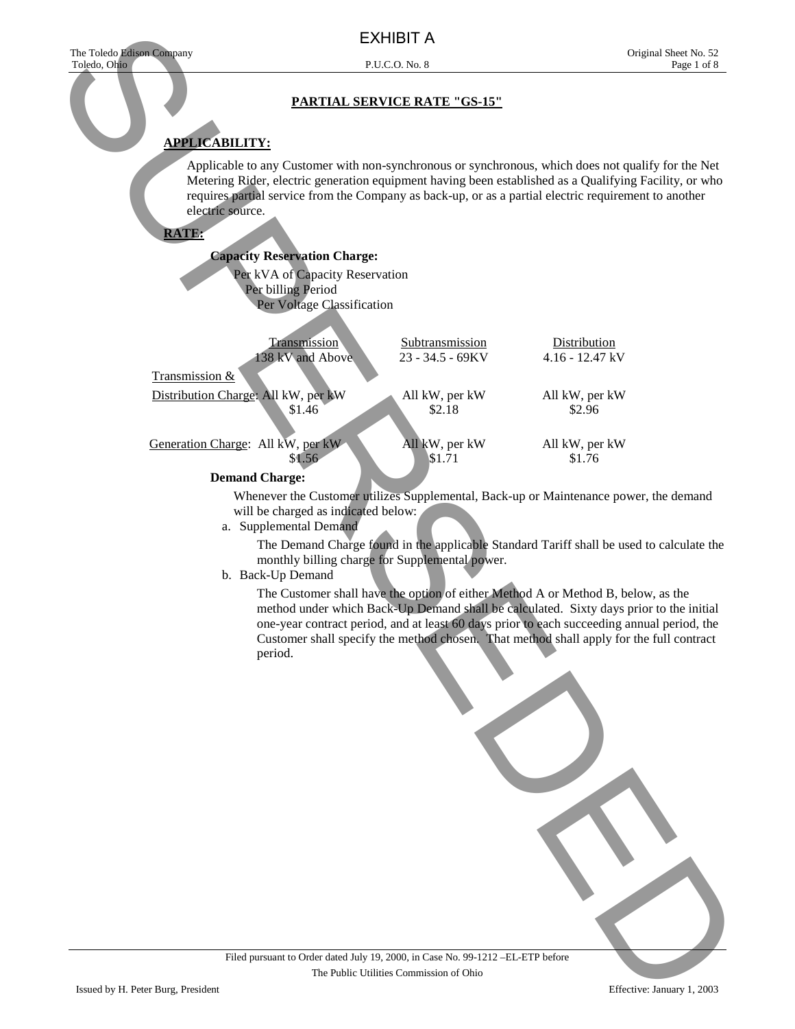EXHIBIT A

The Toledo Edison Company
Toledo, Ohio

P.U.C.O. No. 8

Original Sheet No. 52

## PARTIAL SERVICE RATE "GS-15"

**APPLICABILITY:**

Applicable to any Customer with non-synchronous or synchronous, which does not qualify for the Net Metering Rider, electric generation equipment having been established as a Qualifying Facility, or who requires partial service from the Company as back-up, or as a partial electric requirement to another electric source.

**RATE:**

**Capacity Reservation Charge:**

Per kVA of Capacity Reservation
Per billing Period
Per Voltage Classification

| | Transmission 138 kV and Above | Subtransmission 23 - 34.5 - 69KV | Distribution 4.16 - 12.47 kV |
|---|---|---|---|
| Transmission & Distribution Charge: | All kW, per kW $1.46 | All kW, per kW $2.18 | All kW, per kW $2.96 |
| Generation Charge: | All kW, per kW $1.56 | All kW, per kW $1.71 | All kW, per kW $1.76 |

**Demand Charge:**

Whenever the Customer utilizes Supplemental, Back-up or Maintenance power, the demand will be charged as indicated below:

a. Supplemental Demand

The Demand Charge found in the applicable Standard Tariff shall be used to calculate the monthly billing charge for Supplemental power.

b. Back-Up Demand

The Customer shall have the option of either Method A or Method B, below, as the method under which Back-Up Demand shall be calculated. Sixty days prior to the initial one-year contract period, and at least 60 days prior to each succeeding annual period, the Customer shall specify the method chosen. That method shall apply for the full contract period.

Filed pursuant to Order dated July 19, 2000, in Case No. 99-1212 –EL-ETP before The Public Utilities Commission of Ohio

Issued by H. Peter Burg, President

Effective: January 1, 2003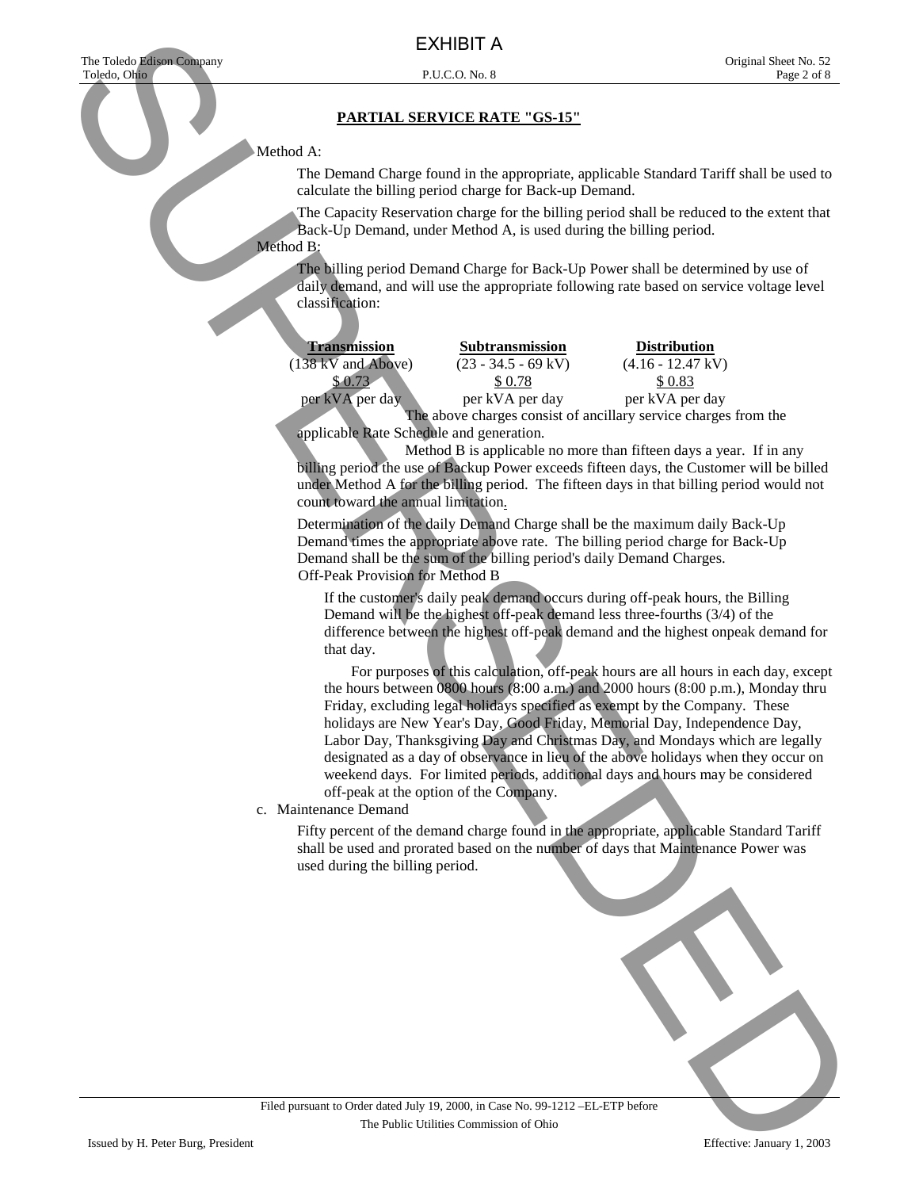EXHIBIT A

## PARTIAL SERVICE RATE "GS-15"

Method A:

The Demand Charge found in the appropriate, applicable Standard Tariff shall be used to calculate the billing period charge for Back-up Demand.

The Capacity Reservation charge for the billing period shall be reduced to the extent that Back-Up Demand, under Method A, is used during the billing period.

Method B:

The billing period Demand Charge for Back-Up Power shall be determined by use of daily demand, and will use the appropriate following rate based on service voltage level classification:

| Transmission | Subtransmission | Distribution |
|---|---|---|
| (138 kV and Above) | (23 - 34.5 - 69 kV) | (4.16 - 12.47 kV) |
| $ 0.73 | $ 0.78 | $ 0.83 |
| per kVA per day | per kVA per day | per kVA per day |

The above charges consist of ancillary service charges from the applicable Rate Schedule and generation.

Method B is applicable no more than fifteen days a year. If in any billing period the use of Backup Power exceeds fifteen days, the Customer will be billed under Method A for the billing period. The fifteen days in that billing period would not count toward the annual limitation.

Determination of the daily Demand Charge shall be the maximum daily Back-Up Demand times the appropriate above rate. The billing period charge for Back-Up Demand shall be the sum of the billing period's daily Demand Charges.

Off-Peak Provision for Method B

If the customer's daily peak demand occurs during off-peak hours, the Billing Demand will be the highest off-peak demand less three-fourths (3/4) of the difference between the highest off-peak demand and the highest onpeak demand for that day.

For purposes of this calculation, off-peak hours are all hours in each day, except the hours between 0800 hours (8:00 a.m.) and 2000 hours (8:00 p.m.), Monday thru Friday, excluding legal holidays specified as exempt by the Company. These holidays are New Year's Day, Good Friday, Memorial Day, Independence Day, Labor Day, Thanksgiving Day and Christmas Day, and Mondays which are legally designated as a day of observance in lieu of the above holidays when they occur on weekend days. For limited periods, additional days and hours may be considered off-peak at the option of the Company.

c. Maintenance Demand

Fifty percent of the demand charge found in the appropriate, applicable Standard Tariff shall be used and prorated based on the number of days that Maintenance Power was used during the billing period.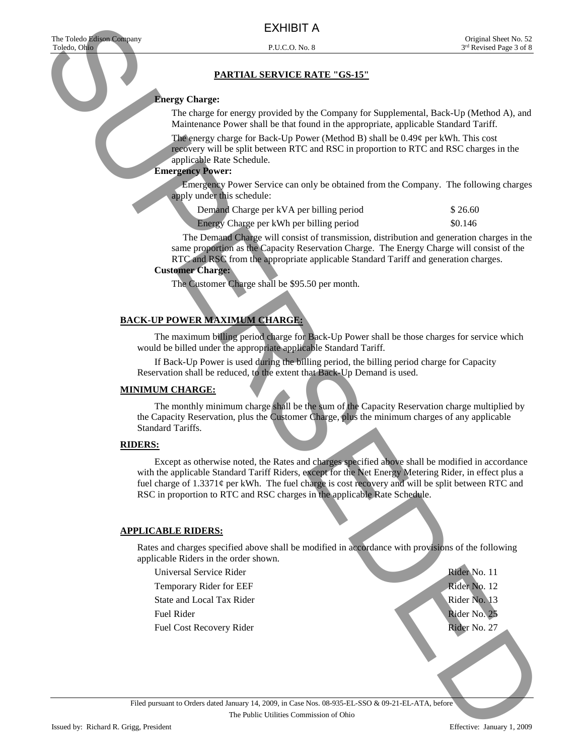EXHIBIT A

The Toledo Edison Company
Toledo, Ohio

P.U.C.O. No. 8

Original Sheet No. 52
3rd Revised Page 3 of 8

## PARTIAL SERVICE RATE "GS-15"

**Energy Charge:**

The charge for energy provided by the Company for Supplemental, Back-Up (Method A), and Maintenance Power shall be that found in the appropriate, applicable Standard Tariff.

The energy charge for Back-Up Power (Method B) shall be 0.49¢ per kWh. This cost recovery will be split between RTC and RSC in proportion to RTC and RSC charges in the applicable Rate Schedule.

**Emergency Power:**

Emergency Power Service can only be obtained from the Company. The following charges apply under this schedule:

| | |
|---|---|
| Demand Charge per kVA per billing period | $ 26.60 |
| Energy Charge per kWh per billing period | $0.146 |

The Demand Charge will consist of transmission, distribution and generation charges in the same proportion as the Capacity Reservation Charge. The Energy Charge will consist of the RTC and RSC from the appropriate applicable Standard Tariff and generation charges.

**Customer Charge:**

The Customer Charge shall be $95.50 per month.

## BACK-UP POWER MAXIMUM CHARGE:

The maximum billing period charge for Back-Up Power shall be those charges for service which would be billed under the appropriate applicable Standard Tariff.

If Back-Up Power is used during the billing period, the billing period charge for Capacity Reservation shall be reduced, to the extent that Back-Up Demand is used.

## MINIMUM CHARGE:

The monthly minimum charge shall be the sum of the Capacity Reservation charge multiplied by the Capacity Reservation, plus the Customer Charge, plus the minimum charges of any applicable Standard Tariffs.

## RIDERS:

Except as otherwise noted, the Rates and charges specified above shall be modified in accordance with the applicable Standard Tariff Riders, except for the Net Energy Metering Rider, in effect plus a fuel charge of 1.3371¢ per kWh. The fuel charge is cost recovery and will be split between RTC and RSC in proportion to RTC and RSC charges in the applicable Rate Schedule.

## APPLICABLE RIDERS:

Rates and charges specified above shall be modified in accordance with provisions of the following applicable Riders in the order shown.

| | |
|---|---|
| Universal Service Rider | Rider No. 11 |
| Temporary Rider for EEF | Rider No. 12 |
| State and Local Tax Rider | Rider No. 13 |
| Fuel Rider | Rider No. 25 |
| Fuel Cost Recovery Rider | Rider No. 27 |

SUPERSEDED

Filed pursuant to Orders dated January 14, 2009, in Case Nos. 08-935-EL-SSO & 09-21-EL-ATA, before The Public Utilities Commission of Ohio

Issued by: Richard R. Grigg, President

Effective: January 1, 2009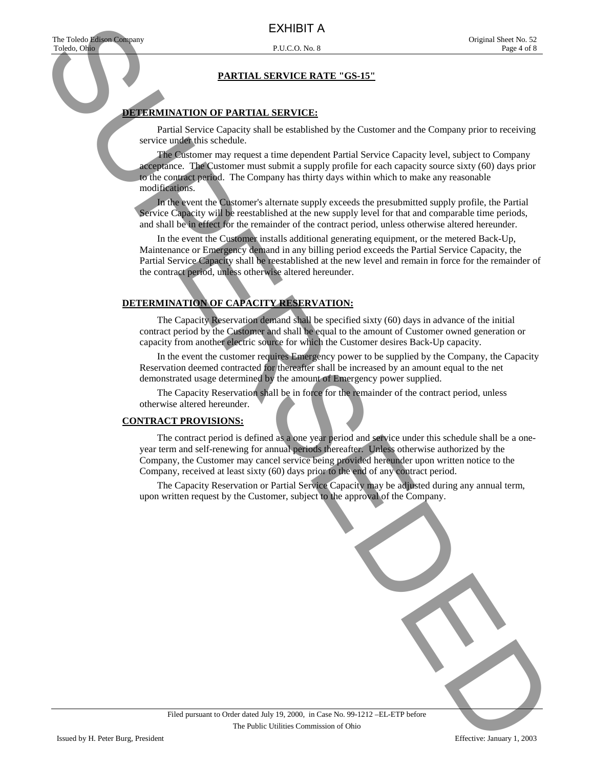# PARTIAL SERVICE RATE "GS-15"

## DETERMINATION OF PARTIAL SERVICE:

Partial Service Capacity shall be established by the Customer and the Company prior to receiving service under this schedule.

The Customer may request a time dependent Partial Service Capacity level, subject to Company acceptance. The Customer must submit a supply profile for each capacity source sixty (60) days prior to the contract period. The Company has thirty days within which to make any reasonable modifications.

In the event the Customer's alternate supply exceeds the presubmitted supply profile, the Partial Service Capacity will be reestablished at the new supply level for that and comparable time periods, and shall be in effect for the remainder of the contract period, unless otherwise altered hereunder.

In the event the Customer installs additional generating equipment, or the metered Back-Up, Maintenance or Emergency demand in any billing period exceeds the Partial Service Capacity, the Partial Service Capacity shall be reestablished at the new level and remain in force for the remainder of the contract period, unless otherwise altered hereunder.

## DETERMINATION OF CAPACITY RESERVATION:

The Capacity Reservation demand shall be specified sixty (60) days in advance of the initial contract period by the Customer and shall be equal to the amount of Customer owned generation or capacity from another electric source for which the Customer desires Back-Up capacity.

In the event the customer requires Emergency power to be supplied by the Company, the Capacity Reservation deemed contracted for thereafter shall be increased by an amount equal to the net demonstrated usage determined by the amount of Emergency power supplied.

The Capacity Reservation shall be in force for the remainder of the contract period, unless otherwise altered hereunder.

## CONTRACT PROVISIONS:

The contract period is defined as a one year period and service under this schedule shall be a one-year term and self-renewing for annual periods thereafter. Unless otherwise authorized by the Company, the Customer may cancel service being provided hereunder upon written notice to the Company, received at least sixty (60) days prior to the end of any contract period.

The Capacity Reservation or Partial Service Capacity may be adjusted during any annual term, upon written request by the Customer, subject to the approval of the Company.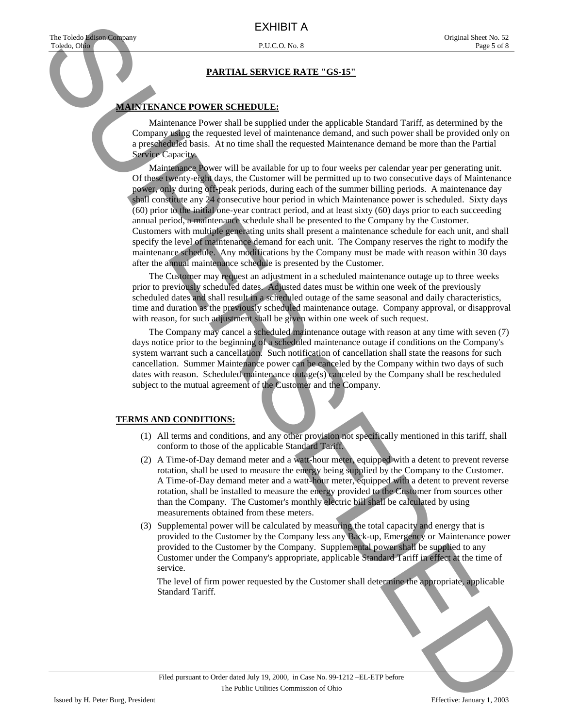EXHIBIT A

The Toledo Edison Company
Toledo, Ohio

P.U.C.O. No. 8

Original Sheet No. 52

## PARTIAL SERVICE RATE "GS-15"

### MAINTENANCE POWER SCHEDULE:

Maintenance Power shall be supplied under the applicable Standard Tariff, as determined by the Company using the requested level of maintenance demand, and such power shall be provided only on a prescheduled basis. At no time shall the requested Maintenance demand be more than the Partial Service Capacity.

Maintenance Power will be available for up to four weeks per calendar year per generating unit. Of these twenty-eight days, the Customer will be permitted up to two consecutive days of Maintenance power, only during off-peak periods, during each of the summer billing periods. A maintenance day shall constitute any 24 consecutive hour period in which Maintenance power is scheduled. Sixty days (60) prior to the initial one-year contract period, and at least sixty (60) days prior to each succeeding annual period, a maintenance schedule shall be presented to the Company by the Customer. Customers with multiple generating units shall present a maintenance schedule for each unit, and shall specify the level of maintenance demand for each unit. The Company reserves the right to modify the maintenance schedule. Any modifications by the Company must be made with reason within 30 days after the annual maintenance schedule is presented by the Customer.

The Customer may request an adjustment in a scheduled maintenance outage up to three weeks prior to previously scheduled dates. Adjusted dates must be within one week of the previously scheduled dates and shall result in a scheduled outage of the same seasonal and daily characteristics, time and duration as the previously scheduled maintenance outage. Company approval, or disapproval with reason, for such adjustment shall be given within one week of such request.

The Company may cancel a scheduled maintenance outage with reason at any time with seven (7) days notice prior to the beginning of a scheduled maintenance outage if conditions on the Company's system warrant such a cancellation. Such notification of cancellation shall state the reasons for such cancellation. Summer Maintenance power can be canceled by the Company within two days of such dates with reason. Scheduled maintenance outage(s) canceled by the Company shall be rescheduled subject to the mutual agreement of the Customer and the Company.

### TERMS AND CONDITIONS:

(1) All terms and conditions, and any other provision not specifically mentioned in this tariff, shall conform to those of the applicable Standard Tariff.

(2) A Time-of-Day demand meter and a watt-hour meter, equipped with a detent to prevent reverse rotation, shall be used to measure the energy being supplied by the Company to the Customer. A Time-of-Day demand meter and a watt-hour meter, equipped with a detent to prevent reverse rotation, shall be installed to measure the energy provided to the Customer from sources other than the Company. The Customer's monthly electric bill shall be calculated by using measurements obtained from these meters.

(3) Supplemental power will be calculated by measuring the total capacity and energy that is provided to the Customer by the Company less any Back-up, Emergency or Maintenance power provided to the Customer by the Company. Supplemental power shall be supplied to any Customer under the Company's appropriate, applicable Standard Tariff in effect at the time of service.

The level of firm power requested by the Customer shall determine the appropriate, applicable Standard Tariff.

Filed pursuant to Order dated July 19, 2000, in Case No. 99-1212 –EL-ETP before
The Public Utilities Commission of Ohio

Issued by H. Peter Burg, President

Effective: January 1, 2003

SUPERSEDED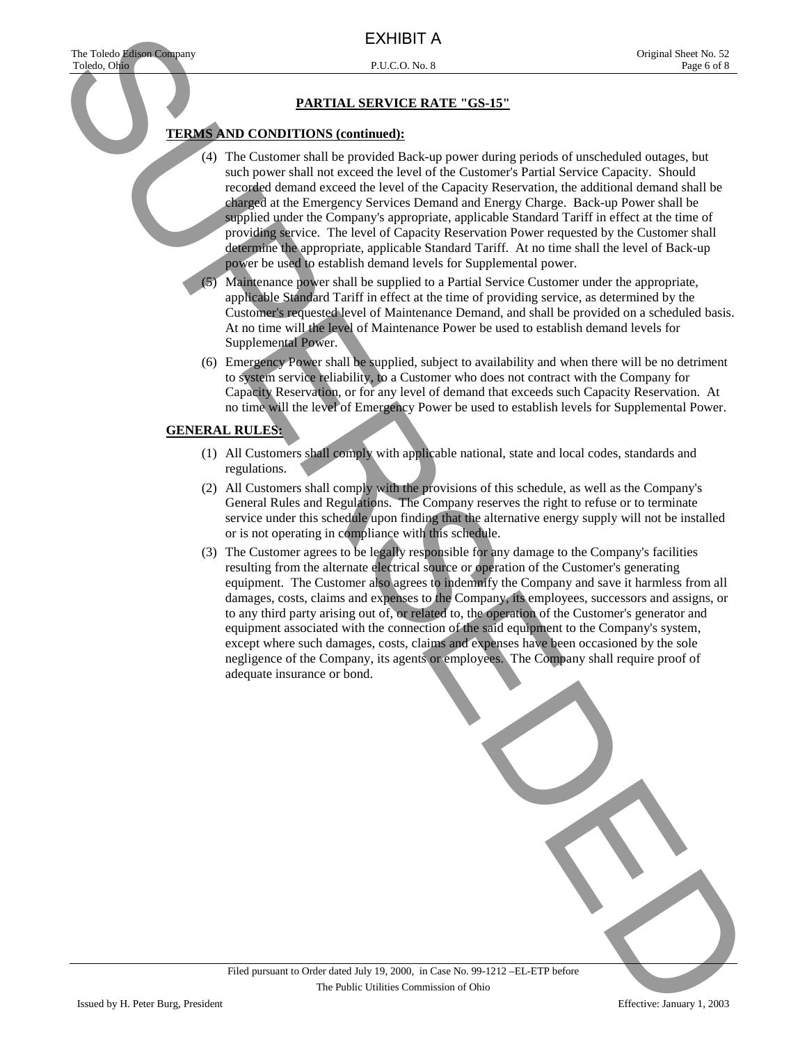EXHIBIT A

## PARTIAL SERVICE RATE "GS-15"

**TERMS AND CONDITIONS (continued):**

(4) The Customer shall be provided Back-up power during periods of unscheduled outages, but such power shall not exceed the level of the Customer's Partial Service Capacity. Should recorded demand exceed the level of the Capacity Reservation, the additional demand shall be charged at the Emergency Services Demand and Energy Charge. Back-up Power shall be supplied under the Company's appropriate, applicable Standard Tariff in effect at the time of providing service. The level of Capacity Reservation Power requested by the Customer shall determine the appropriate, applicable Standard Tariff. At no time shall the level of Back-up power be used to establish demand levels for Supplemental power.

(5) Maintenance power shall be supplied to a Partial Service Customer under the appropriate, applicable Standard Tariff in effect at the time of providing service, as determined by the Customer's requested level of Maintenance Demand, and shall be provided on a scheduled basis. At no time will the level of Maintenance Power be used to establish demand levels for Supplemental Power.

(6) Emergency Power shall be supplied, subject to availability and when there will be no detriment to system service reliability, to a Customer who does not contract with the Company for Capacity Reservation, or for any level of demand that exceeds such Capacity Reservation. At no time will the level of Emergency Power be used to establish levels for Supplemental Power.

**GENERAL RULES:**

(1) All Customers shall comply with applicable national, state and local codes, standards and regulations.

(2) All Customers shall comply with the provisions of this schedule, as well as the Company's General Rules and Regulations. The Company reserves the right to refuse or to terminate service under this schedule upon finding that the alternative energy supply will not be installed or is not operating in compliance with this schedule.

(3) The Customer agrees to be legally responsible for any damage to the Company's facilities resulting from the alternate electrical source or operation of the Customer's generating equipment. The Customer also agrees to indemnify the Company and save it harmless from all damages, costs, claims and expenses to the Company, its employees, successors and assigns, or to any third party arising out of, or related to, the operation of the Customer's generator and equipment associated with the connection of the said equipment to the Company's system, except where such damages, costs, claims and expenses have been occasioned by the sole negligence of the Company, its agents or employees. The Company shall require proof of adequate insurance or bond.

Filed pursuant to Order dated July 19, 2000, in Case No. 99-1212 –EL-ETP before The Public Utilities Commission of Ohio

Issued by H. Peter Burg, President

Effective: January 1, 2003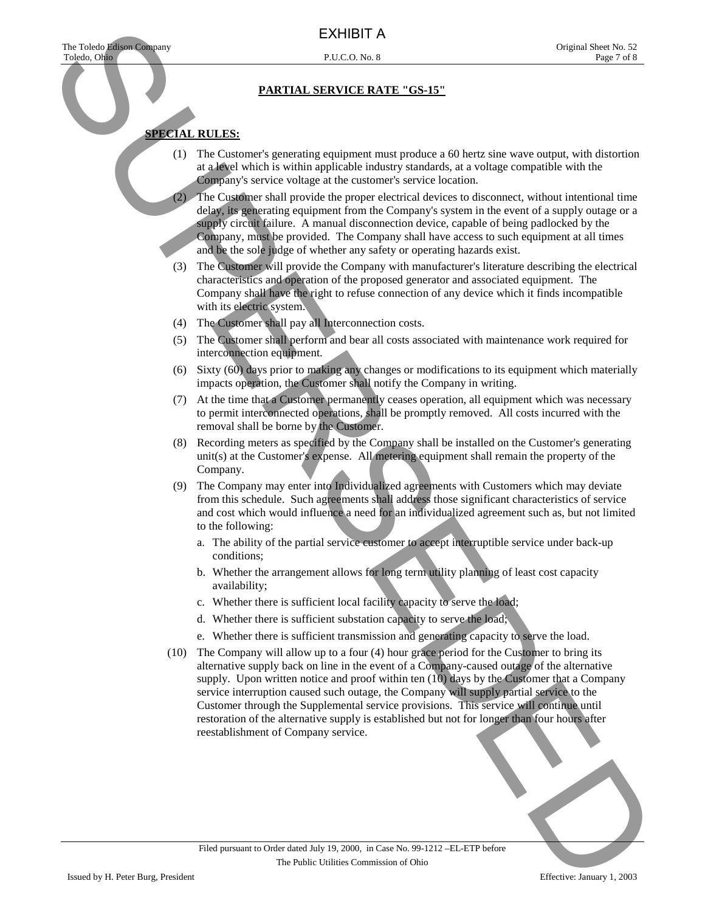EXHIBIT A

## PARTIAL SERVICE RATE "GS-15"

**SPECIAL RULES:**

(1) The Customer's generating equipment must produce a 60 hertz sine wave output, with distortion at a level which is within applicable industry standards, at a voltage compatible with the Company's service voltage at the customer's service location.

(2) The Customer shall provide the proper electrical devices to disconnect, without intentional time delay, its generating equipment from the Company's system in the event of a supply outage or a supply circuit failure. A manual disconnection device, capable of being padlocked by the Company, must be provided. The Company shall have access to such equipment at all times and be the sole judge of whether any safety or operating hazards exist.

(3) The Customer will provide the Company with manufacturer's literature describing the electrical characteristics and operation of the proposed generator and associated equipment. The Company shall have the right to refuse connection of any device which it finds incompatible with its electric system.

(4) The Customer shall pay all Interconnection costs.

(5) The Customer shall perform and bear all costs associated with maintenance work required for interconnection equipment.

(6) Sixty (60) days prior to making any changes or modifications to its equipment which materially impacts operation, the Customer shall notify the Company in writing.

(7) At the time that a Customer permanently ceases operation, all equipment which was necessary to permit interconnected operations, shall be promptly removed. All costs incurred with the removal shall be borne by the Customer.

(8) Recording meters as specified by the Company shall be installed on the Customer's generating unit(s) at the Customer's expense. All metering equipment shall remain the property of the Company.

(9) The Company may enter into Individualized agreements with Customers which may deviate from this schedule. Such agreements shall address those significant characteristics of service and cost which would influence a need for an individualized agreement such as, but not limited to the following:

a. The ability of the partial service customer to accept interruptible service under back-up conditions;

b. Whether the arrangement allows for long term utility planning of least cost capacity availability;

c. Whether there is sufficient local facility capacity to serve the load;

d. Whether there is sufficient substation capacity to serve the load;

e. Whether there is sufficient transmission and generating capacity to serve the load.

(10) The Company will allow up to a four (4) hour grace period for the Customer to bring its alternative supply back on line in the event of a Company-caused outage of the alternative supply. Upon written notice and proof within ten (10) days by the Customer that a Company service interruption caused such outage, the Company will supply partial service to the Customer through the Supplemental service provisions. This service will continue until restoration of the alternative supply is established but not for longer than four hours after reestablishment of Company service.

Filed pursuant to Order dated July 19, 2000, in Case No. 99-1212 –EL-ETP before The Public Utilities Commission of Ohio

Issued by H. Peter Burg, President

Effective: January 1, 2003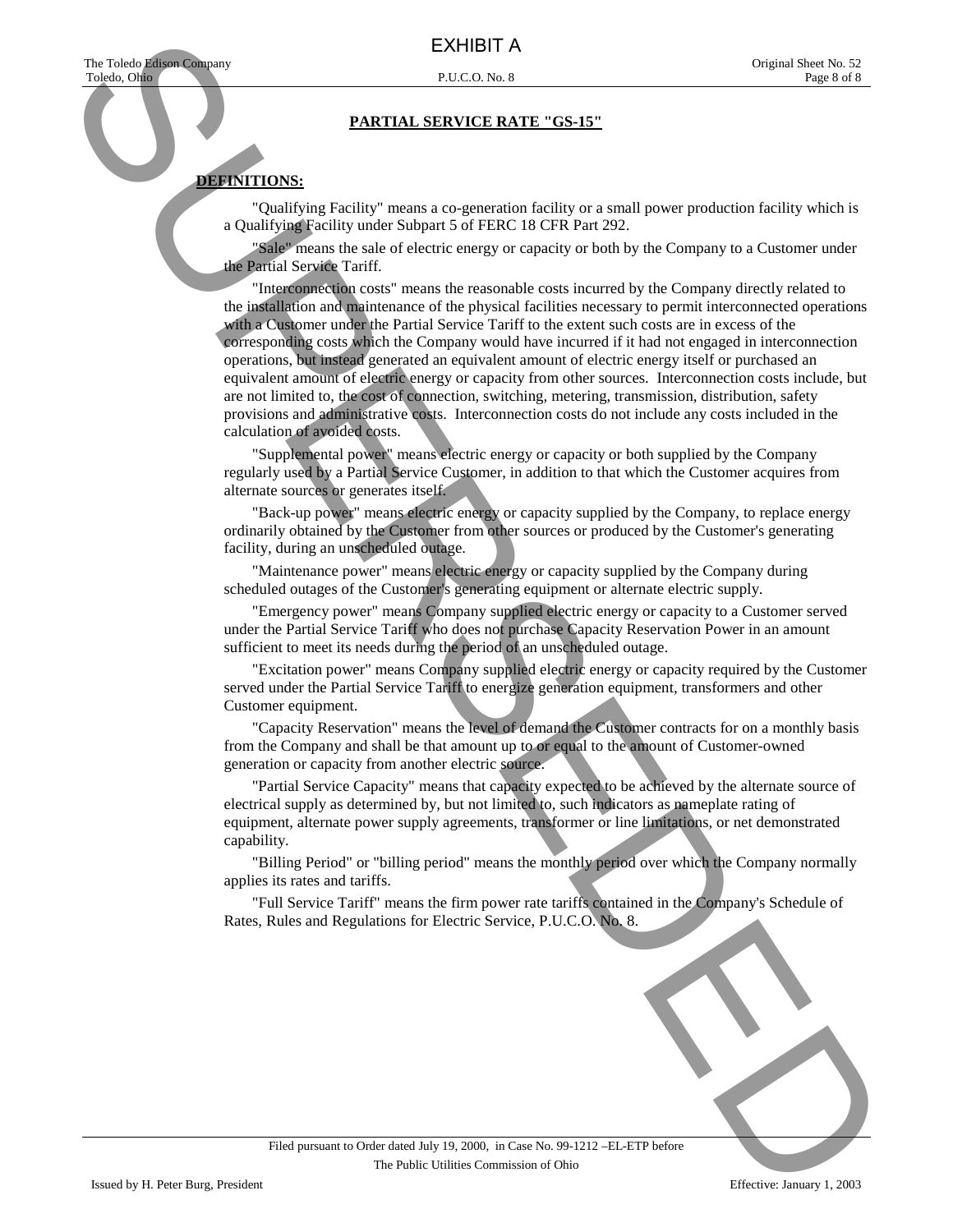EXHIBIT A

## PARTIAL SERVICE RATE "GS-15"

**DEFINITIONS:**

"Qualifying Facility" means a co-generation facility or a small power production facility which is a Qualifying Facility under Subpart 5 of FERC 18 CFR Part 292.

"Sale" means the sale of electric energy or capacity or both by the Company to a Customer under the Partial Service Tariff.

"Interconnection costs" means the reasonable costs incurred by the Company directly related to the installation and maintenance of the physical facilities necessary to permit interconnected operations with a Customer under the Partial Service Tariff to the extent such costs are in excess of the corresponding costs which the Company would have incurred if it had not engaged in interconnection operations, but instead generated an equivalent amount of electric energy itself or purchased an equivalent amount of electric energy or capacity from other sources. Interconnection costs include, but are not limited to, the cost of connection, switching, metering, transmission, distribution, safety provisions and administrative costs. Interconnection costs do not include any costs included in the calculation of avoided costs.

"Supplemental power" means electric energy or capacity or both supplied by the Company regularly used by a Partial Service Customer, in addition to that which the Customer acquires from alternate sources or generates itself.

"Back-up power" means electric energy or capacity supplied by the Company, to replace energy ordinarily obtained by the Customer from other sources or produced by the Customer's generating facility, during an unscheduled outage.

"Maintenance power" means electric energy or capacity supplied by the Company during scheduled outages of the Customer's generating equipment or alternate electric supply.

"Emergency power" means Company supplied electric energy or capacity to a Customer served under the Partial Service Tariff who does not purchase Capacity Reservation Power in an amount sufficient to meet its needs during the period of an unscheduled outage.

"Excitation power" means Company supplied electric energy or capacity required by the Customer served under the Partial Service Tariff to energize generation equipment, transformers and other Customer equipment.

"Capacity Reservation" means the level of demand the Customer contracts for on a monthly basis from the Company and shall be that amount up to or equal to the amount of Customer-owned generation or capacity from another electric source.

"Partial Service Capacity" means that capacity expected to be achieved by the alternate source of electrical supply as determined by, but not limited to, such indicators as nameplate rating of equipment, alternate power supply agreements, transformer or line limitations, or net demonstrated capability.

"Billing Period" or "billing period" means the monthly period over which the Company normally applies its rates and tariffs.

"Full Service Tariff" means the firm power rate tariffs contained in the Company's Schedule of Rates, Rules and Regulations for Electric Service, P.U.C.O. No. 8.

Filed pursuant to Order dated July 19, 2000, in Case No. 99-1212 –EL-ETP before The Public Utilities Commission of Ohio

Issued by H. Peter Burg, President

Effective: January 1, 2003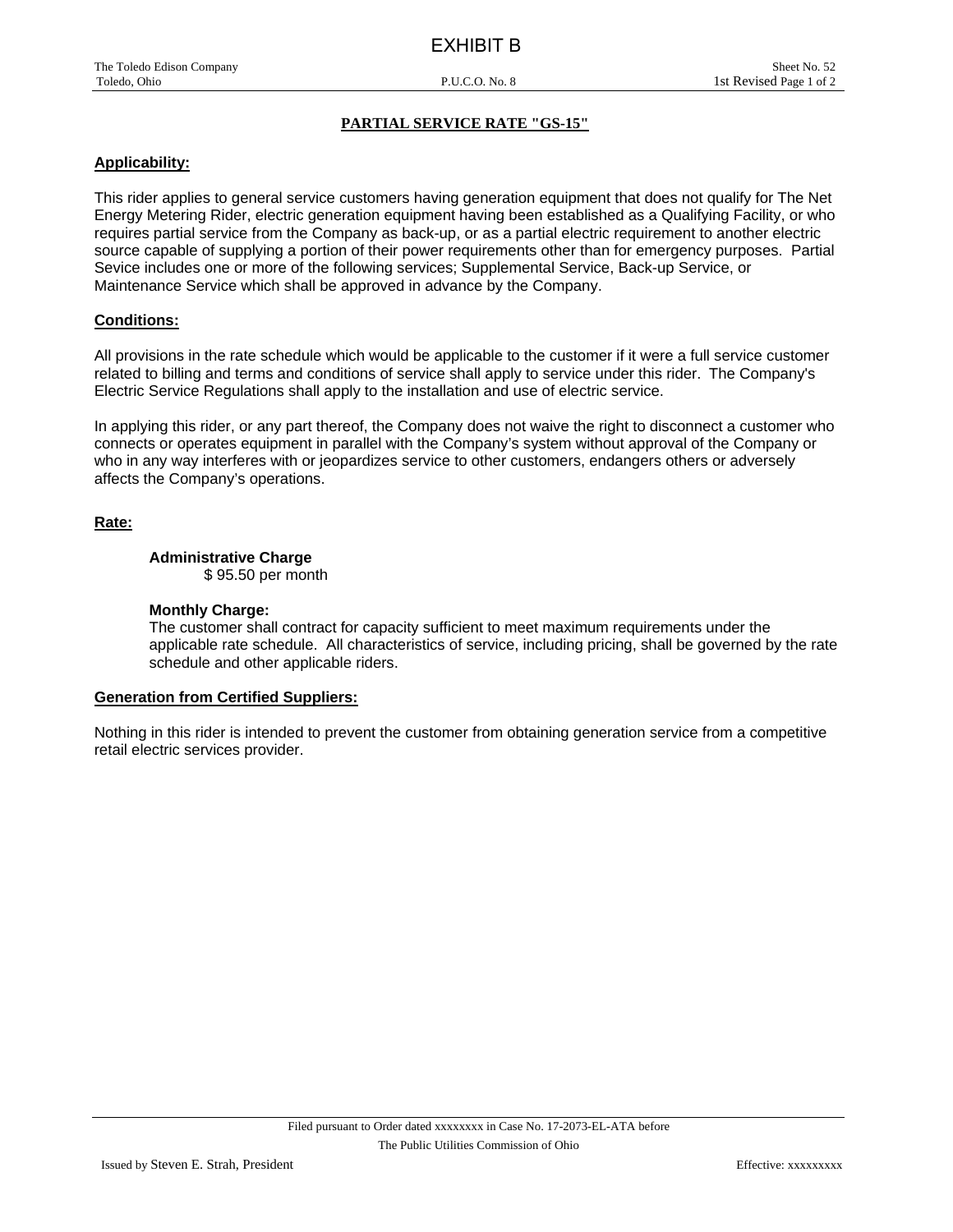EXHIBIT B

# PARTIAL SERVICE RATE "GS-15"

## Applicability:

This rider applies to general service customers having generation equipment that does not qualify for The Net Energy Metering Rider, electric generation equipment having been established as a Qualifying Facility, or who requires partial service from the Company as back-up, or as a partial electric requirement to another electric source capable of supplying a portion of their power requirements other than for emergency purposes. Partial Sevice includes one or more of the following services; Supplemental Service, Back-up Service, or Maintenance Service which shall be approved in advance by the Company.

## Conditions:

All provisions in the rate schedule which would be applicable to the customer if it were a full service customer related to billing and terms and conditions of service shall apply to service under this rider. The Company's Electric Service Regulations shall apply to the installation and use of electric service.

In applying this rider, or any part thereof, the Company does not waive the right to disconnect a customer who connects or operates equipment in parallel with the Company's system without approval of the Company or who in any way interferes with or jeopardizes service to other customers, endangers others or adversely affects the Company's operations.

## Rate:

**Administrative Charge**
$ 95.50 per month

**Monthly Charge:**
The customer shall contract for capacity sufficient to meet maximum requirements under the applicable rate schedule. All characteristics of service, including pricing, shall be governed by the rate schedule and other applicable riders.

## Generation from Certified Suppliers:

Nothing in this rider is intended to prevent the customer from obtaining generation service from a competitive retail electric services provider.

Filed pursuant to Order dated xxxxxxxx in Case No. 17-2073-EL-ATA before The Public Utilities Commission of Ohio

Issued by Steven E. Strah, President

Effective: xxxxxxxxx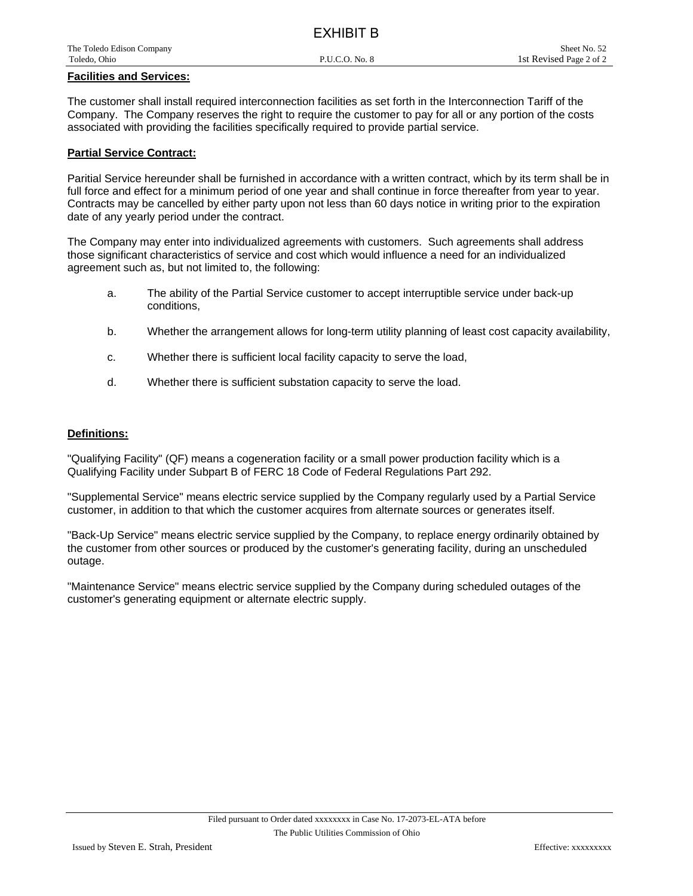**Facilities and Services:**

The customer shall install required interconnection facilities as set forth in the Interconnection Tariff of the Company. The Company reserves the right to require the customer to pay for all or any portion of the costs associated with providing the facilities specifically required to provide partial service.

**Partial Service Contract:**

Paritial Service hereunder shall be furnished in accordance with a written contract, which by its term shall be in full force and effect for a minimum period of one year and shall continue in force thereafter from year to year. Contracts may be cancelled by either party upon not less than 60 days notice in writing prior to the expiration date of any yearly period under the contract.

The Company may enter into individualized agreements with customers. Such agreements shall address those significant characteristics of service and cost which would influence a need for an individualized agreement such as, but not limited to, the following:

a. The ability of the Partial Service customer to accept interruptible service under back-up conditions,

b. Whether the arrangement allows for long-term utility planning of least cost capacity availability,

c. Whether there is sufficient local facility capacity to serve the load,

d. Whether there is sufficient substation capacity to serve the load.

**Definitions:**

"Qualifying Facility" (QF) means a cogeneration facility or a small power production facility which is a Qualifying Facility under Subpart B of FERC 18 Code of Federal Regulations Part 292.

"Supplemental Service" means electric service supplied by the Company regularly used by a Partial Service customer, in addition to that which the customer acquires from alternate sources or generates itself.

"Back-Up Service" means electric service supplied by the Company, to replace energy ordinarily obtained by the customer from other sources or produced by the customer's generating facility, during an unscheduled outage.

"Maintenance Service" means electric service supplied by the Company during scheduled outages of the customer's generating equipment or alternate electric supply.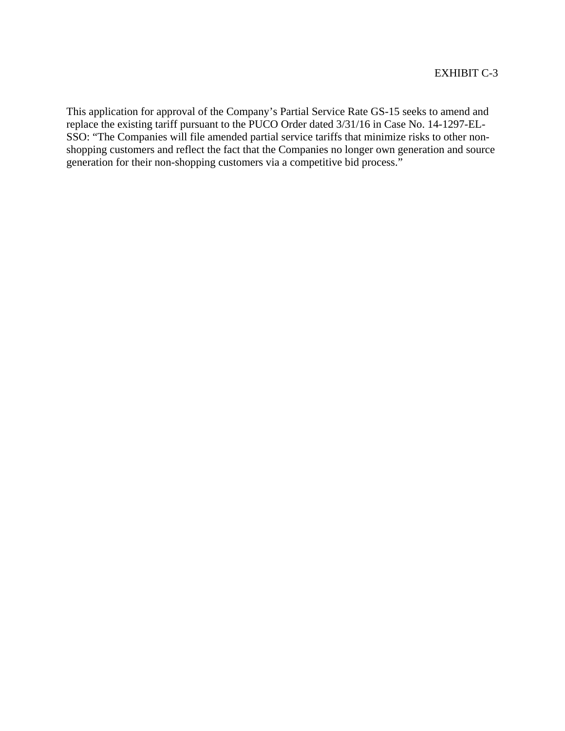EXHIBIT C-3

This application for approval of the Company's Partial Service Rate GS-15 seeks to amend and replace the existing tariff pursuant to the PUCO Order dated 3/31/16 in Case No. 14-1297-EL-SSO: "The Companies will file amended partial service tariffs that minimize risks to other non-shopping customers and reflect the fact that the Companies no longer own generation and source generation for their non-shopping customers via a competitive bid process."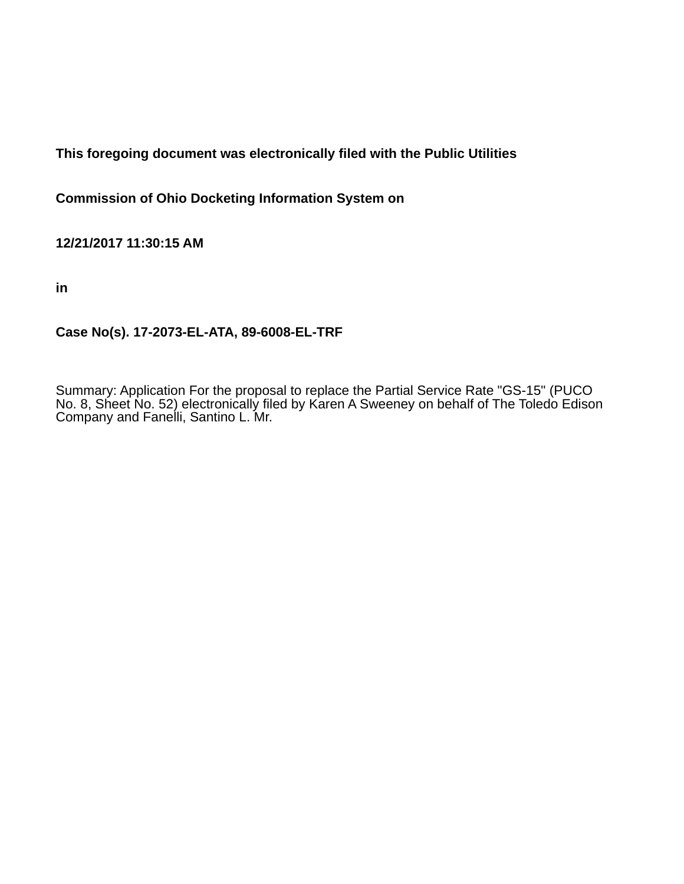**This foregoing document was electronically filed with the Public Utilities**

**Commission of Ohio Docketing Information System on**

**12/21/2017 11:30:15 AM**

**in**

**Case No(s). 17-2073-EL-ATA, 89-6008-EL-TRF**

Summary: Application For the proposal to replace the Partial Service Rate "GS-15" (PUCO No. 8, Sheet No. 52) electronically filed by Karen A Sweeney on behalf of The Toledo Edison Company and Fanelli, Santino L. Mr.